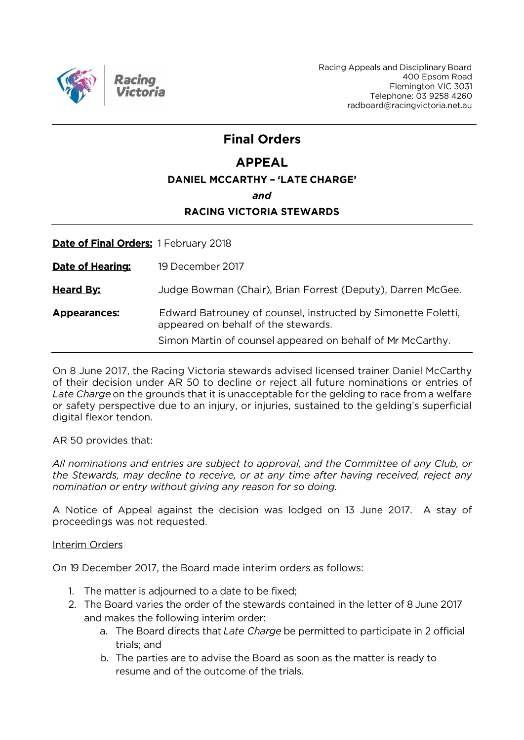Racing Victoria

Racing Appeals and Disciplinary Board
400 Epsom Road
Flemington VIC 3031
Telephone: 03 9258 4260
radboard@racingvictoria.net.au

# Final Orders

## APPEAL

### DANIEL MCCARTHY – 'LATE CHARGE'

***and***

### RACING VICTORIA STEWARDS

**Date of Final Orders:** 1 February 2018

**Date of Hearing:** 19 December 2017

**Heard By:** Judge Bowman (Chair), Brian Forrest (Deputy), Darren McGee.

**Appearances:** Edward Batrouney of counsel, instructed by Simonette Foletti, appeared on behalf of the stewards.

Simon Martin of counsel appeared on behalf of Mr McCarthy.

On 8 June 2017, the Racing Victoria stewards advised licensed trainer Daniel McCarthy of their decision under AR 50 to decline or reject all future nominations or entries of *Late Charge* on the grounds that it is unacceptable for the gelding to race from a welfare or safety perspective due to an injury, or injuries, sustained to the gelding's superficial digital flexor tendon.

AR 50 provides that:

*All nominations and entries are subject to approval, and the Committee of any Club, or the Stewards, may decline to receive, or at any time after having received, reject any nomination or entry without giving any reason for so doing.*

A Notice of Appeal against the decision was lodged on 13 June 2017. A stay of proceedings was not requested.

Interim Orders

On 19 December 2017, the Board made interim orders as follows:

1. The matter is adjourned to a date to be fixed;
2. The Board varies the order of the stewards contained in the letter of 8 June 2017 and makes the following interim order:
   a. The Board directs that *Late Charge* be permitted to participate in 2 official trials; and
   b. The parties are to advise the Board as soon as the matter is ready to resume and of the outcome of the trials.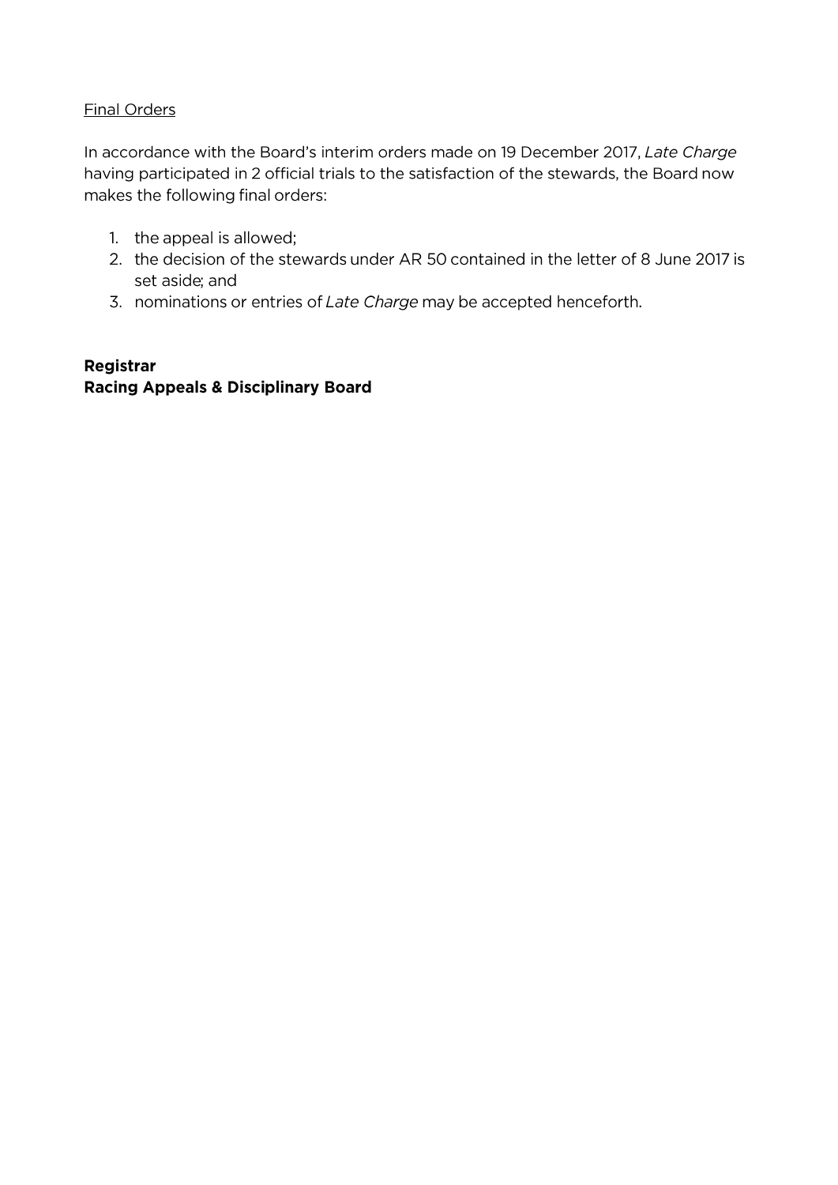<u>Final Orders</u>

In accordance with the Board's interim orders made on 19 December 2017, *Late Charge* having participated in 2 official trials to the satisfaction of the stewards, the Board now makes the following final orders:

1. the appeal is allowed;
2. the decision of the stewards under AR 50 contained in the letter of 8 June 2017 is set aside; and
3. nominations or entries of *Late Charge* may be accepted henceforth.

**Registrar**
**Racing Appeals & Disciplinary Board**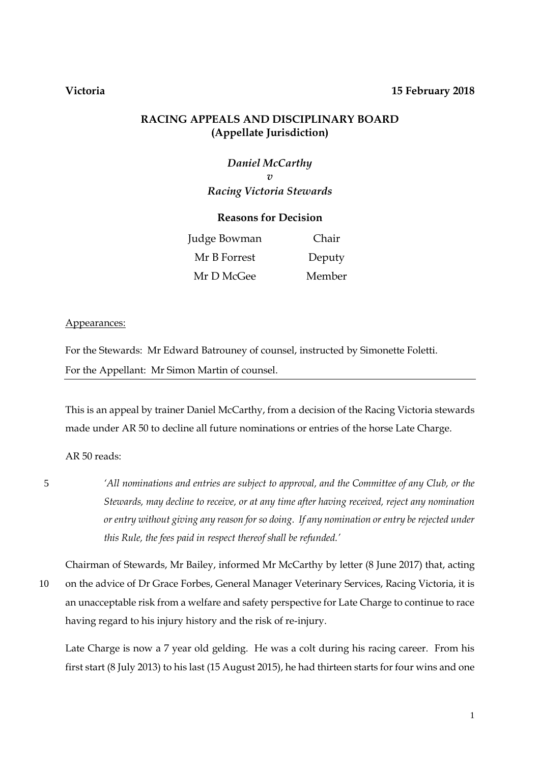**Victoria** **15 February 2018**

## RACING APPEALS AND DISCIPLINARY BOARD
## (Appellate Jurisdiction)

*Daniel McCarthy*
*v*
*Racing Victoria Stewards*

**Reasons for Decision**

| | |
|---|---|
| Judge Bowman | Chair |
| Mr B Forrest | Deputy |
| Mr D McGee | Member |

Appearances:

For the Stewards: Mr Edward Batrouney of counsel, instructed by Simonette Foletti.
For the Appellant: Mr Simon Martin of counsel.

---

This is an appeal by trainer Daniel McCarthy, from a decision of the Racing Victoria stewards made under AR 50 to decline all future nominations or entries of the horse Late Charge.

AR 50 reads:

> *'All nominations and entries are subject to approval, and the Committee of any Club, or the Stewards, may decline to receive, or at any time after having received, reject any nomination or entry without giving any reason for so doing. If any nomination or entry be rejected under this Rule, the fees paid in respect thereof shall be refunded.'*

Chairman of Stewards, Mr Bailey, informed Mr McCarthy by letter (8 June 2017) that, acting on the advice of Dr Grace Forbes, General Manager Veterinary Services, Racing Victoria, it is an unacceptable risk from a welfare and safety perspective for Late Charge to continue to race having regard to his injury history and the risk of re-injury.

Late Charge is now a 7 year old gelding. He was a colt during his racing career. From his first start (8 July 2013) to his last (15 August 2015), he had thirteen starts for four wins and one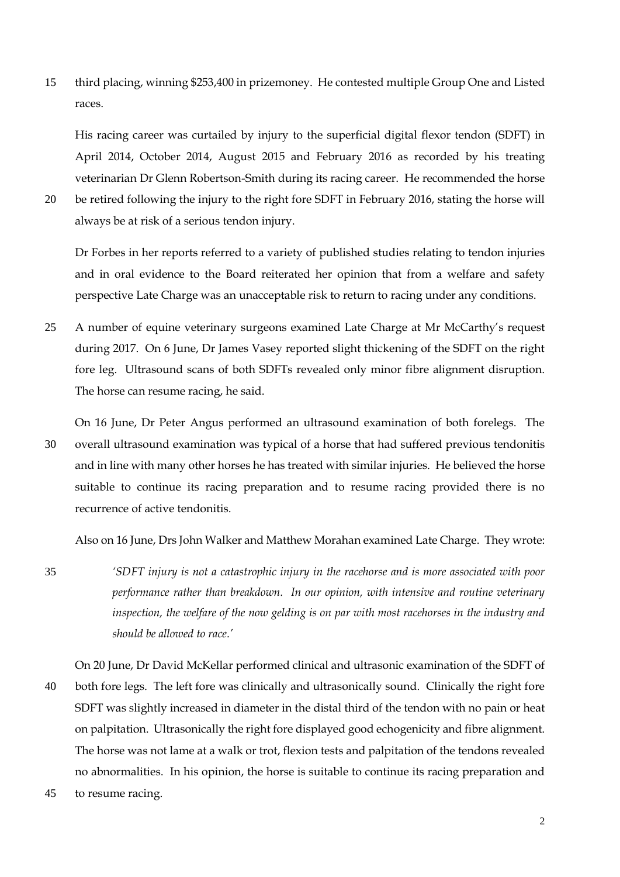third placing, winning $253,400 in prizemoney. He contested multiple Group One and Listed races.

His racing career was curtailed by injury to the superficial digital flexor tendon (SDFT) in April 2014, October 2014, August 2015 and February 2016 as recorded by his treating veterinarian Dr Glenn Robertson-Smith during its racing career. He recommended the horse be retired following the injury to the right fore SDFT in February 2016, stating the horse will always be at risk of a serious tendon injury.

Dr Forbes in her reports referred to a variety of published studies relating to tendon injuries and in oral evidence to the Board reiterated her opinion that from a welfare and safety perspective Late Charge was an unacceptable risk to return to racing under any conditions.

A number of equine veterinary surgeons examined Late Charge at Mr McCarthy's request during 2017. On 6 June, Dr James Vasey reported slight thickening of the SDFT on the right fore leg. Ultrasound scans of both SDFTs revealed only minor fibre alignment disruption. The horse can resume racing, he said.

On 16 June, Dr Peter Angus performed an ultrasound examination of both forelegs. The overall ultrasound examination was typical of a horse that had suffered previous tendonitis and in line with many other horses he has treated with similar injuries. He believed the horse suitable to continue its racing preparation and to resume racing provided there is no recurrence of active tendonitis.

Also on 16 June, Drs John Walker and Matthew Morahan examined Late Charge. They wrote:

> *'SDFT injury is not a catastrophic injury in the racehorse and is more associated with poor performance rather than breakdown. In our opinion, with intensive and routine veterinary inspection, the welfare of the now gelding is on par with most racehorses in the industry and should be allowed to race.'*

On 20 June, Dr David McKellar performed clinical and ultrasonic examination of the SDFT of both fore legs. The left fore was clinically and ultrasonically sound. Clinically the right fore SDFT was slightly increased in diameter in the distal third of the tendon with no pain or heat on palpitation. Ultrasonically the right fore displayed good echogenicity and fibre alignment. The horse was not lame at a walk or trot, flexion tests and palpitation of the tendons revealed no abnormalities. In his opinion, the horse is suitable to continue its racing preparation and to resume racing.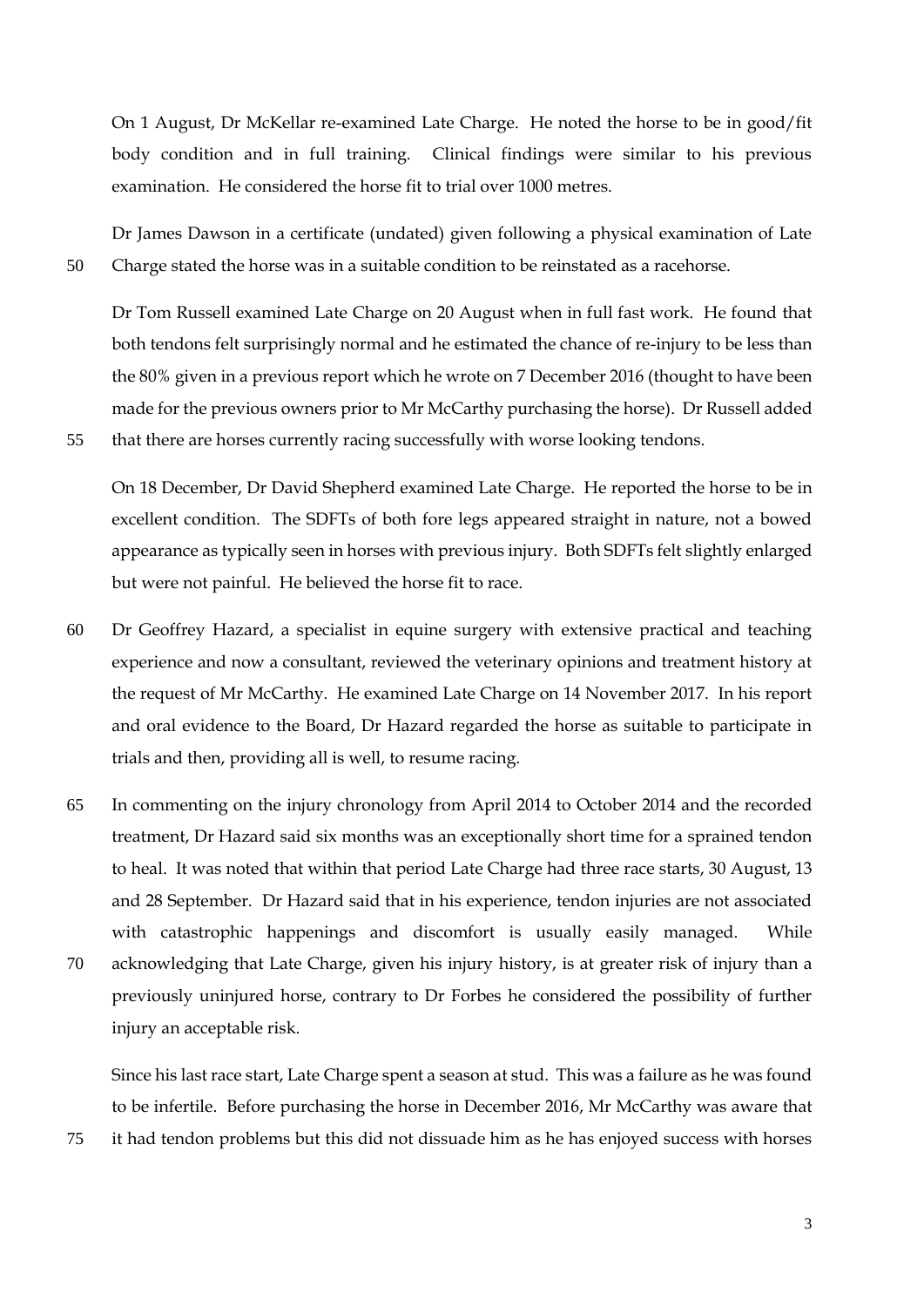On 1 August, Dr McKellar re-examined Late Charge. He noted the horse to be in good/fit body condition and in full training. Clinical findings were similar to his previous examination. He considered the horse fit to trial over 1000 metres.

Dr James Dawson in a certificate (undated) given following a physical examination of Late Charge stated the horse was in a suitable condition to be reinstated as a racehorse.

Dr Tom Russell examined Late Charge on 20 August when in full fast work. He found that both tendons felt surprisingly normal and he estimated the chance of re-injury to be less than the 80% given in a previous report which he wrote on 7 December 2016 (thought to have been made for the previous owners prior to Mr McCarthy purchasing the horse). Dr Russell added that there are horses currently racing successfully with worse looking tendons.

On 18 December, Dr David Shepherd examined Late Charge. He reported the horse to be in excellent condition. The SDFTs of both fore legs appeared straight in nature, not a bowed appearance as typically seen in horses with previous injury. Both SDFTs felt slightly enlarged but were not painful. He believed the horse fit to race.

Dr Geoffrey Hazard, a specialist in equine surgery with extensive practical and teaching experience and now a consultant, reviewed the veterinary opinions and treatment history at the request of Mr McCarthy. He examined Late Charge on 14 November 2017. In his report and oral evidence to the Board, Dr Hazard regarded the horse as suitable to participate in trials and then, providing all is well, to resume racing.

In commenting on the injury chronology from April 2014 to October 2014 and the recorded treatment, Dr Hazard said six months was an exceptionally short time for a sprained tendon to heal. It was noted that within that period Late Charge had three race starts, 30 August, 13 and 28 September. Dr Hazard said that in his experience, tendon injuries are not associated with catastrophic happenings and discomfort is usually easily managed. While acknowledging that Late Charge, given his injury history, is at greater risk of injury than a previously uninjured horse, contrary to Dr Forbes he considered the possibility of further injury an acceptable risk.

Since his last race start, Late Charge spent a season at stud. This was a failure as he was found to be infertile. Before purchasing the horse in December 2016, Mr McCarthy was aware that it had tendon problems but this did not dissuade him as he has enjoyed success with horses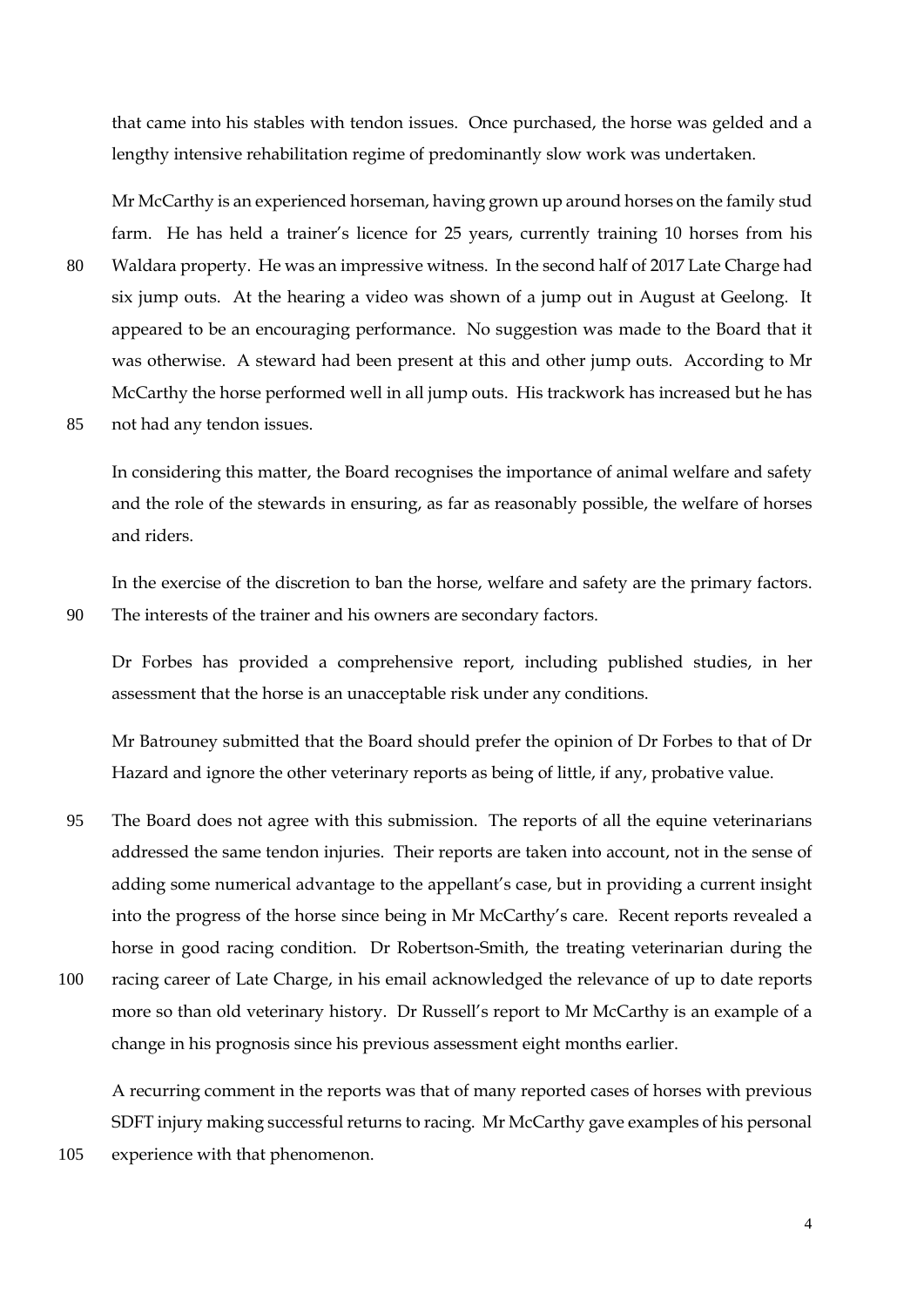that came into his stables with tendon issues. Once purchased, the horse was gelded and a lengthy intensive rehabilitation regime of predominantly slow work was undertaken.

Mr McCarthy is an experienced horseman, having grown up around horses on the family stud farm. He has held a trainer's licence for 25 years, currently training 10 horses from his Waldara property. He was an impressive witness. In the second half of 2017 Late Charge had six jump outs. At the hearing a video was shown of a jump out in August at Geelong. It appeared to be an encouraging performance. No suggestion was made to the Board that it was otherwise. A steward had been present at this and other jump outs. According to Mr McCarthy the horse performed well in all jump outs. His trackwork has increased but he has not had any tendon issues.

In considering this matter, the Board recognises the importance of animal welfare and safety and the role of the stewards in ensuring, as far as reasonably possible, the welfare of horses and riders.

In the exercise of the discretion to ban the horse, welfare and safety are the primary factors. The interests of the trainer and his owners are secondary factors.

Dr Forbes has provided a comprehensive report, including published studies, in her assessment that the horse is an unacceptable risk under any conditions.

Mr Batrouney submitted that the Board should prefer the opinion of Dr Forbes to that of Dr Hazard and ignore the other veterinary reports as being of little, if any, probative value.

The Board does not agree with this submission. The reports of all the equine veterinarians addressed the same tendon injuries. Their reports are taken into account, not in the sense of adding some numerical advantage to the appellant's case, but in providing a current insight into the progress of the horse since being in Mr McCarthy's care. Recent reports revealed a horse in good racing condition. Dr Robertson-Smith, the treating veterinarian during the racing career of Late Charge, in his email acknowledged the relevance of up to date reports more so than old veterinary history. Dr Russell's report to Mr McCarthy is an example of a change in his prognosis since his previous assessment eight months earlier.

A recurring comment in the reports was that of many reported cases of horses with previous SDFT injury making successful returns to racing. Mr McCarthy gave examples of his personal experience with that phenomenon.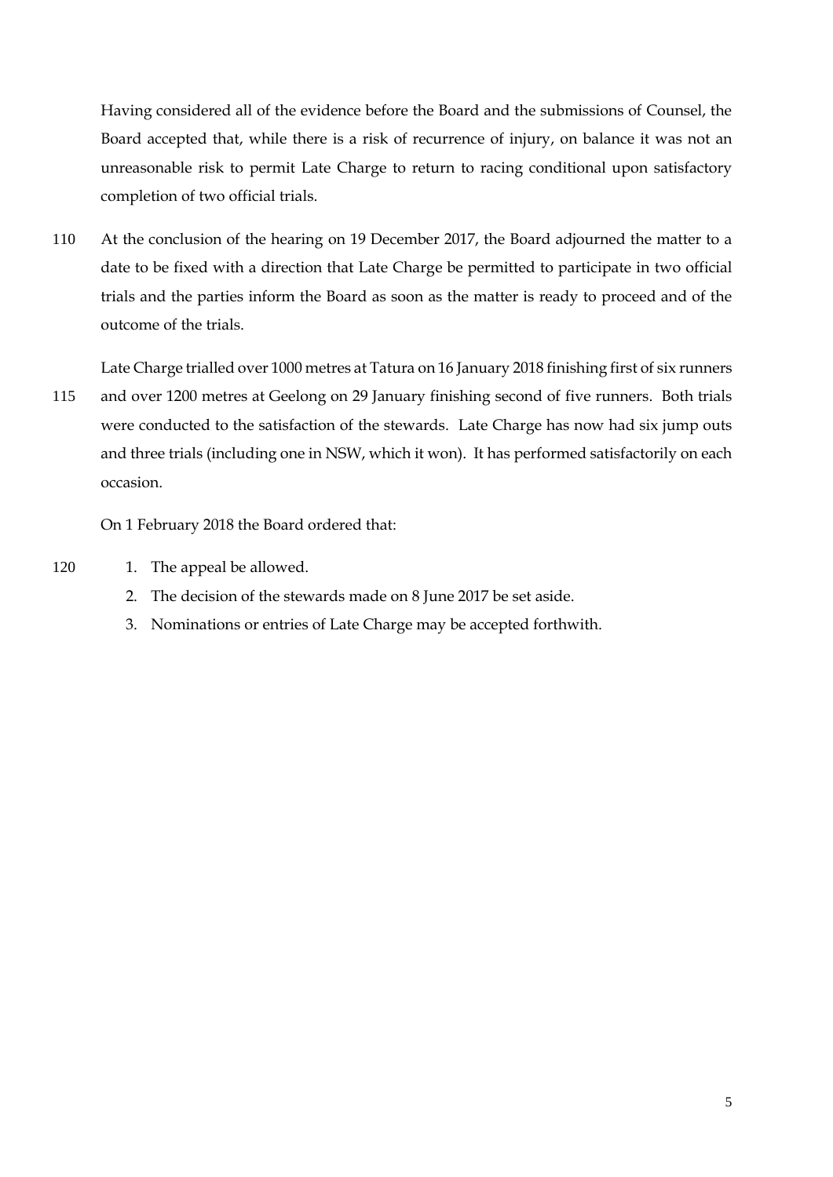Having considered all of the evidence before the Board and the submissions of Counsel, the Board accepted that, while there is a risk of recurrence of injury, on balance it was not an unreasonable risk to permit Late Charge to return to racing conditional upon satisfactory completion of two official trials.

At the conclusion of the hearing on 19 December 2017, the Board adjourned the matter to a date to be fixed with a direction that Late Charge be permitted to participate in two official trials and the parties inform the Board as soon as the matter is ready to proceed and of the outcome of the trials.

Late Charge trialled over 1000 metres at Tatura on 16 January 2018 finishing first of six runners and over 1200 metres at Geelong on 29 January finishing second of five runners. Both trials were conducted to the satisfaction of the stewards. Late Charge has now had six jump outs and three trials (including one in NSW, which it won). It has performed satisfactorily on each occasion.

On 1 February 2018 the Board ordered that:

1. The appeal be allowed.
2. The decision of the stewards made on 8 June 2017 be set aside.
3. Nominations or entries of Late Charge may be accepted forthwith.